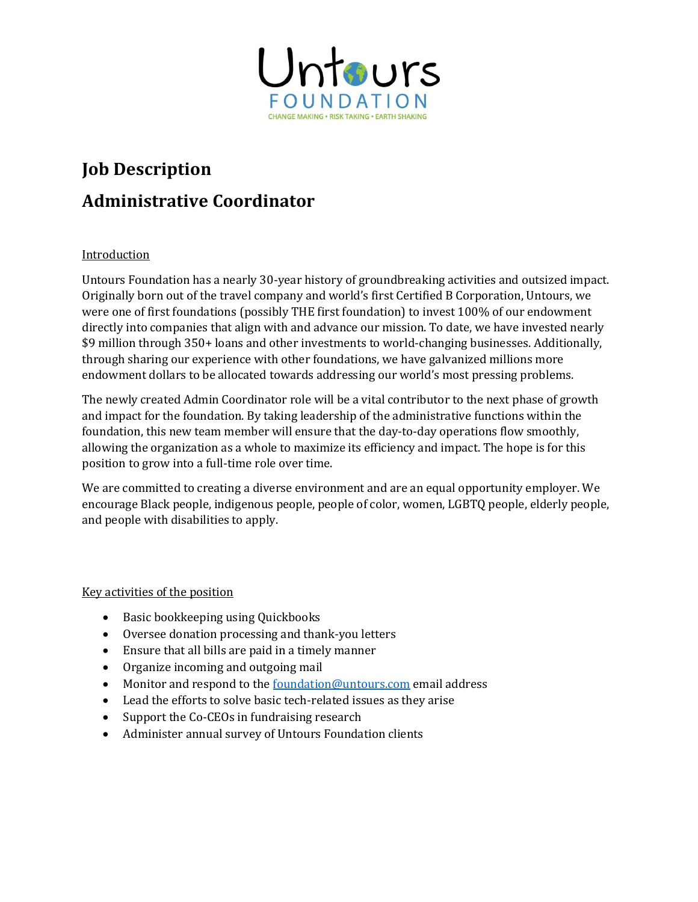Untours FOUNDATION

CHANGE MAKING • RISK TAKING • EARTH SHAKING

# Job Description

# Administrative Coordinator

Introduction

Untours Foundation has a nearly 30-year history of groundbreaking activities and outsized impact. Originally born out of the travel company and world's first Certified B Corporation, Untours, we were one of first foundations (possibly THE first foundation) to invest 100% of our endowment directly into companies that align with and advance our mission. To date, we have invested nearly $9 million through 350+ loans and other investments to world-changing businesses. Additionally, through sharing our experience with other foundations, we have galvanized millions more endowment dollars to be allocated towards addressing our world's most pressing problems.

The newly created Admin Coordinator role will be a vital contributor to the next phase of growth and impact for the foundation. By taking leadership of the administrative functions within the foundation, this new team member will ensure that the day-to-day operations flow smoothly, allowing the organization as a whole to maximize its efficiency and impact. The hope is for this position to grow into a full-time role over time.

We are committed to creating a diverse environment and are an equal opportunity employer. We encourage Black people, indigenous people, people of color, women, LGBTQ people, elderly people, and people with disabilities to apply.

Key activities of the position

- Basic bookkeeping using Quickbooks
- Oversee donation processing and thank-you letters
- Ensure that all bills are paid in a timely manner
- Organize incoming and outgoing mail
- Monitor and respond to the foundation@untours.com email address
- Lead the efforts to solve basic tech-related issues as they arise
- Support the Co-CEOs in fundraising research
- Administer annual survey of Untours Foundation clients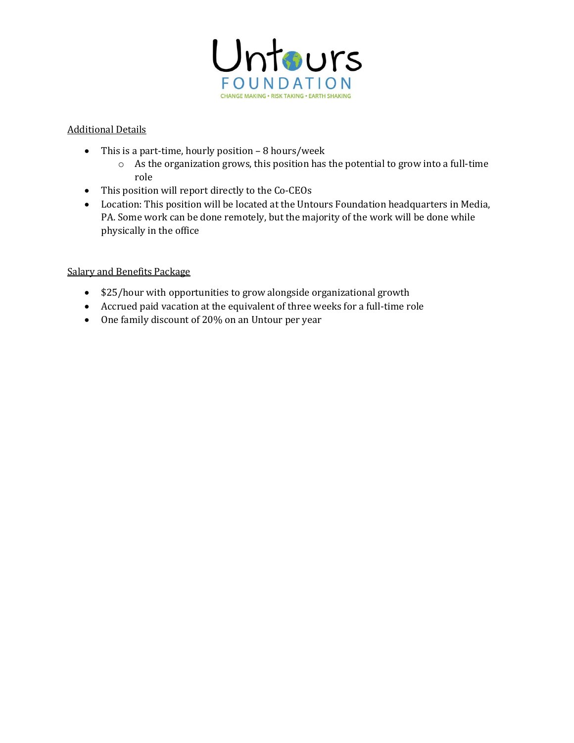Untours FOUNDATION
CHANGE MAKING • RISK TAKING • EARTH SHAKING

Additional Details

- This is a part-time, hourly position – 8 hours/week
  - As the organization grows, this position has the potential to grow into a full-time role
- This position will report directly to the Co-CEOs
- Location: This position will be located at the Untours Foundation headquarters in Media, PA. Some work can be done remotely, but the majority of the work will be done while physically in the office

Salary and Benefits Package

- $25/hour with opportunities to grow alongside organizational growth
- Accrued paid vacation at the equivalent of three weeks for a full-time role
- One family discount of 20% on an Untour per year